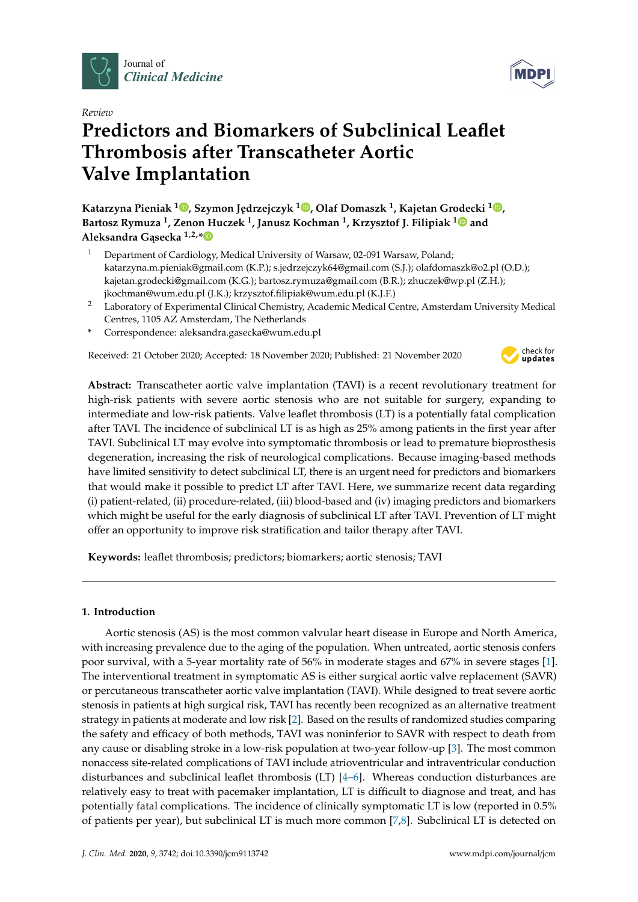Journal of *Clinical Medicine*

*Review*

# Predictors and Biomarkers of Subclinical Leaflet Thrombosis after Transcatheter Aortic Valve Implantation

**Katarzyna Pieniak [1], Szymon Jędrzejczyk [1], Olaf Domaszk [1], Kajetan Grodecki [1], Bartosz Rymuza [1], Zenon Huczek [1], Janusz Kochman [1], Krzysztof J. Filipiak [1] and Aleksandra Gąsecka [1,2,*]**

1 Department of Cardiology, Medical University of Warsaw, 02-091 Warsaw, Poland; katarzyna.m.pieniak@gmail.com (K.P.); s.jedrzejczyk64@gmail.com (S.J.); olafdomaszk@o2.pl (O.D.); kajetan.grodecki@gmail.com (K.G.); bartosz.rymuza@gmail.com (B.R.); zhuczek@wp.pl (Z.H.); jkochman@wum.edu.pl (J.K.); krzysztof.filipiak@wum.edu.pl (K.J.F.)

2 Laboratory of Experimental Clinical Chemistry, Academic Medical Centre, Amsterdam University Medical Centres, 1105 AZ Amsterdam, The Netherlands

\* Correspondence: aleksandra.gasecka@wum.edu.pl

Received: 21 October 2020; Accepted: 18 November 2020; Published: 21 November 2020

**Abstract:** Transcatheter aortic valve implantation (TAVI) is a recent revolutionary treatment for high-risk patients with severe aortic stenosis who are not suitable for surgery, expanding to intermediate and low-risk patients. Valve leaflet thrombosis (LT) is a potentially fatal complication after TAVI. The incidence of subclinical LT is as high as 25% among patients in the first year after TAVI. Subclinical LT may evolve into symptomatic thrombosis or lead to premature bioprosthesis degeneration, increasing the risk of neurological complications. Because imaging-based methods have limited sensitivity to detect subclinical LT, there is an urgent need for predictors and biomarkers that would make it possible to predict LT after TAVI. Here, we summarize recent data regarding (i) patient-related, (ii) procedure-related, (iii) blood-based and (iv) imaging predictors and biomarkers which might be useful for the early diagnosis of subclinical LT after TAVI. Prevention of LT might offer an opportunity to improve risk stratification and tailor therapy after TAVI.

**Keywords:** leaflet thrombosis; predictors; biomarkers; aortic stenosis; TAVI

## 1. Introduction

Aortic stenosis (AS) is the most common valvular heart disease in Europe and North America, with increasing prevalence due to the aging of the population. When untreated, aortic stenosis confers poor survival, with a 5-year mortality rate of 56% in moderate stages and 67% in severe stages [1]. The interventional treatment in symptomatic AS is either surgical aortic valve replacement (SAVR) or percutaneous transcatheter aortic valve implantation (TAVI). While designed to treat severe aortic stenosis in patients at high surgical risk, TAVI has recently been recognized as an alternative treatment strategy in patients at moderate and low risk [2]. Based on the results of randomized studies comparing the safety and efficacy of both methods, TAVI was noninferior to SAVR with respect to death from any cause or disabling stroke in a low-risk population at two-year follow-up [3]. The most common nonaccess site-related complications of TAVI include atrioventricular and intraventricular conduction disturbances and subclinical leaflet thrombosis (LT) [4–6]. Whereas conduction disturbances are relatively easy to treat with pacemaker implantation, LT is difficult to diagnose and treat, and has potentially fatal complications. The incidence of clinically symptomatic LT is low (reported in 0.5% of patients per year), but subclinical LT is much more common [7,8]. Subclinical LT is detected on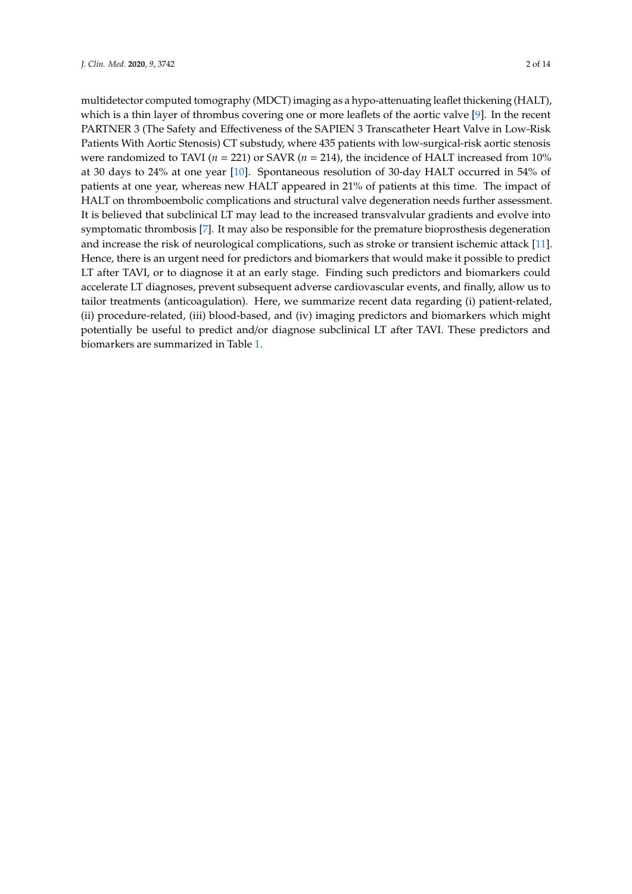multidetector computed tomography (MDCT) imaging as a hypo-attenuating leaflet thickening (HALT), which is a thin layer of thrombus covering one or more leaflets of the aortic valve [9]. In the recent PARTNER 3 (The Safety and Effectiveness of the SAPIEN 3 Transcatheter Heart Valve in Low-Risk Patients With Aortic Stenosis) CT substudy, where 435 patients with low-surgical-risk aortic stenosis were randomized to TAVI ($n$ = 221) or SAVR ($n$ = 214), the incidence of HALT increased from 10% at 30 days to 24% at one year [10]. Spontaneous resolution of 30-day HALT occurred in 54% of patients at one year, whereas new HALT appeared in 21% of patients at this time. The impact of HALT on thromboembolic complications and structural valve degeneration needs further assessment. It is believed that subclinical LT may lead to the increased transvalvular gradients and evolve into symptomatic thrombosis [7]. It may also be responsible for the premature bioprosthesis degeneration and increase the risk of neurological complications, such as stroke or transient ischemic attack [11]. Hence, there is an urgent need for predictors and biomarkers that would make it possible to predict LT after TAVI, or to diagnose it at an early stage. Finding such predictors and biomarkers could accelerate LT diagnoses, prevent subsequent adverse cardiovascular events, and finally, allow us to tailor treatments (anticoagulation). Here, we summarize recent data regarding (i) patient-related, (ii) procedure-related, (iii) blood-based, and (iv) imaging predictors and biomarkers which might potentially be useful to predict and/or diagnose subclinical LT after TAVI. These predictors and biomarkers are summarized in Table 1.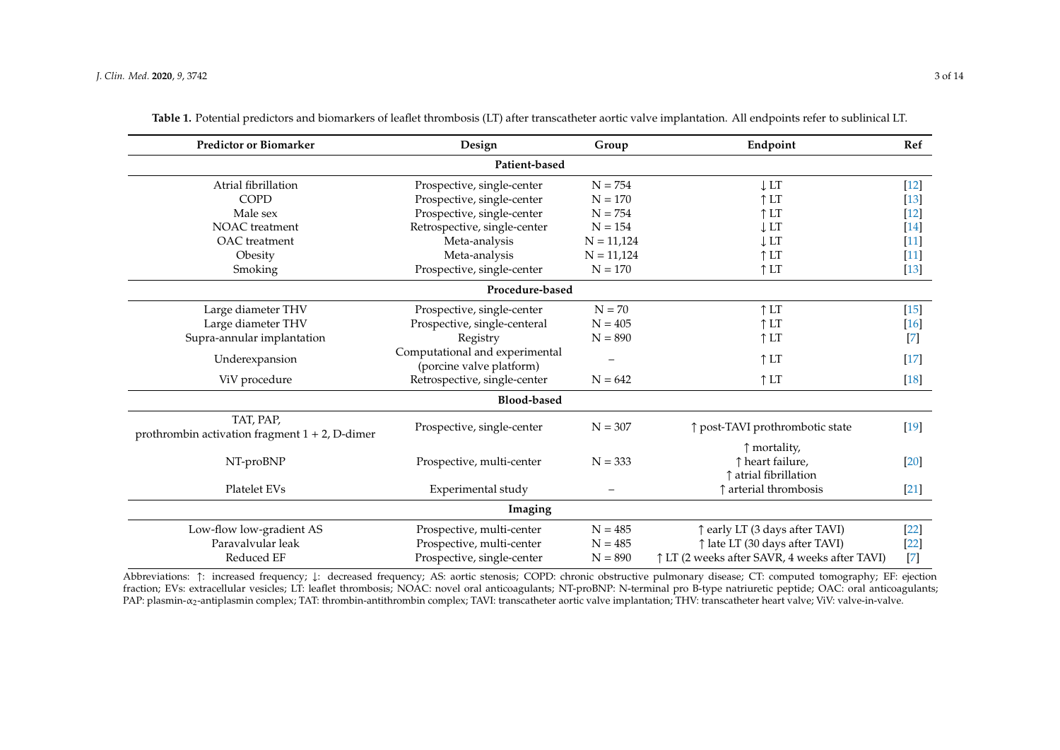**Table 1.** Potential predictors and biomarkers of leaflet thrombosis (LT) after transcatheter aortic valve implantation. All endpoints refer to sublinical LT.

| Predictor or Biomarker | Design | Group | Endpoint | Ref |
|---|---|---|---|---|
| **Patient-based** | | | | |
| Atrial fibrillation | Prospective, single-center | N = 754 | ↓ LT | [12] |
| COPD | Prospective, single-center | N = 170 | ↑ LT | [13] |
| Male sex | Prospective, single-center | N = 754 | ↑ LT | [12] |
| NOAC treatment | Retrospective, single-center | N = 154 | ↓ LT | [14] |
| OAC treatment | Meta-analysis | N = 11,124 | ↓ LT | [11] |
| Obesity | Meta-analysis | N = 11,124 | ↑ LT | [11] |
| Smoking | Prospective, single-center | N = 170 | ↑ LT | [13] |
| **Procedure-based** | | | | |
| Large diameter THV | Prospective, single-center | N = 70 | ↑ LT | [15] |
| Large diameter THV | Prospective, single-centeral | N = 405 | ↑ LT | [16] |
| Supra-annular implantation | Registry | N = 890 | ↑ LT | [7] |
| Underexpansion | Computational and experimental (porcine valve platform) | – | ↑ LT | [17] |
| ViV procedure | Retrospective, single-center | N = 642 | ↑ LT | [18] |
| **Blood-based** | | | | |
| TAT, PAP, prothrombin activation fragment 1 + 2, D-dimer | Prospective, single-center | N = 307 | ↑ post-TAVI prothrombotic state | [19] |
| NT-proBNP | Prospective, multi-center | N = 333 | ↑ mortality, ↑ heart failure, ↑ atrial fibrillation | [20] |
| Platelet EVs | Experimental study | – | ↑ arterial thrombosis | [21] |
| **Imaging** | | | | |
| Low-flow low-gradient AS | Prospective, multi-center | N = 485 | ↑ early LT (3 days after TAVI) | [22] |
| Paravalvular leak | Prospective, multi-center | N = 485 | ↑ late LT (30 days after TAVI) | [22] |
| Reduced EF | Prospective, single-center | N = 890 | ↑ LT (2 weeks after SAVR, 4 weeks after TAVI) | [7] |

Abbreviations: ↑: increased frequency; ↓: decreased frequency; AS: aortic stenosis; COPD: chronic obstructive pulmonary disease; CT: computed tomography; EF: ejection fraction; EVs: extracellular vesicles; LT: leaflet thrombosis; NOAC: novel oral anticoagulants; NT-proBNP: N-terminal pro B-type natriuretic peptide; OAC: oral anticoagulants; PAP: plasmin-$\alpha_2$-antiplasmin complex; TAT: thrombin-antithrombin complex; TAVI: transcatheter aortic valve implantation; THV: transcatheter heart valve; ViV: valve-in-valve.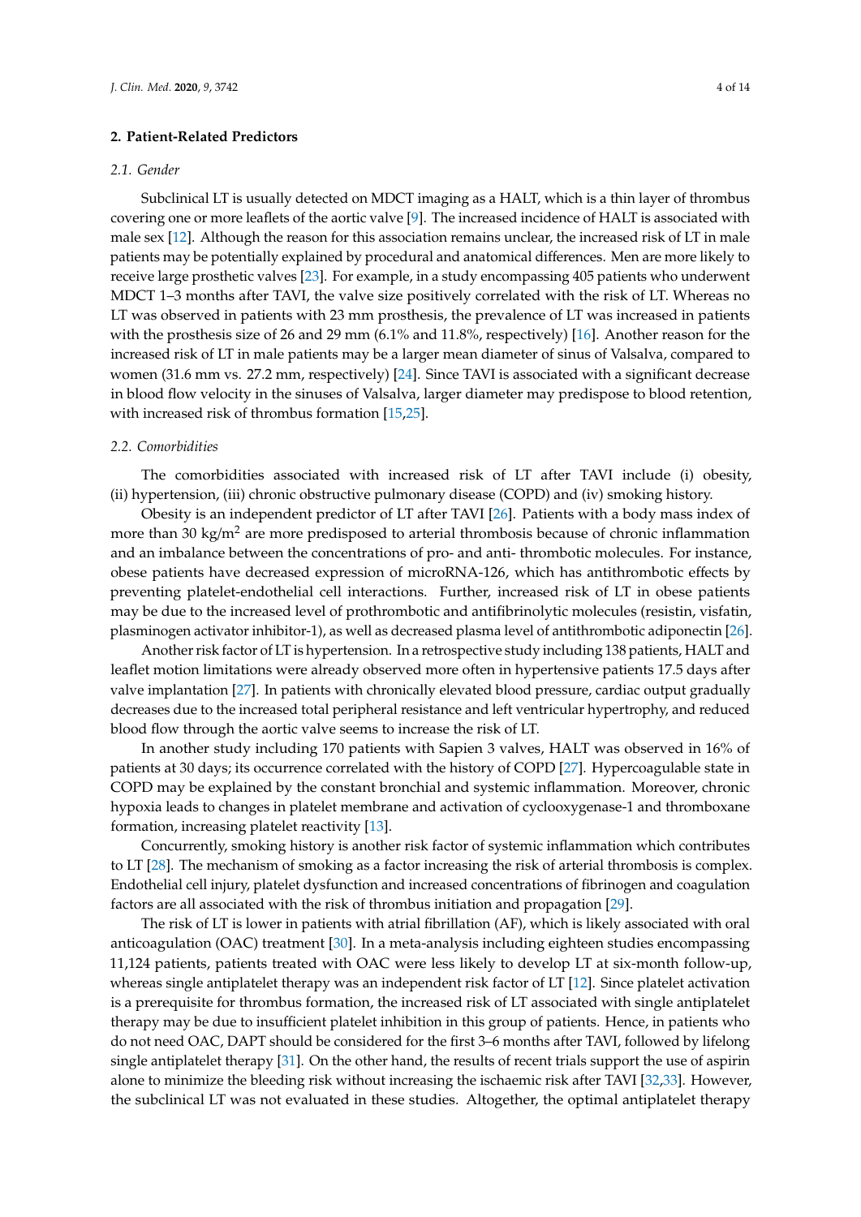## 2. Patient-Related Predictors

### 2.1. Gender

Subclinical LT is usually detected on MDCT imaging as a HALT, which is a thin layer of thrombus covering one or more leaflets of the aortic valve [9]. The increased incidence of HALT is associated with male sex [12]. Although the reason for this association remains unclear, the increased risk of LT in male patients may be potentially explained by procedural and anatomical differences. Men are more likely to receive large prosthetic valves [23]. For example, in a study encompassing 405 patients who underwent MDCT 1–3 months after TAVI, the valve size positively correlated with the risk of LT. Whereas no LT was observed in patients with 23 mm prosthesis, the prevalence of LT was increased in patients with the prosthesis size of 26 and 29 mm (6.1% and 11.8%, respectively) [16]. Another reason for the increased risk of LT in male patients may be a larger mean diameter of sinus of Valsalva, compared to women (31.6 mm vs. 27.2 mm, respectively) [24]. Since TAVI is associated with a significant decrease in blood flow velocity in the sinuses of Valsalva, larger diameter may predispose to blood retention, with increased risk of thrombus formation [15,25].

### 2.2. Comorbidities

The comorbidities associated with increased risk of LT after TAVI include (i) obesity, (ii) hypertension, (iii) chronic obstructive pulmonary disease (COPD) and (iv) smoking history.

Obesity is an independent predictor of LT after TAVI [26]. Patients with a body mass index of more than 30 kg/m$^2$ are more predisposed to arterial thrombosis because of chronic inflammation and an imbalance between the concentrations of pro- and anti- thrombotic molecules. For instance, obese patients have decreased expression of microRNA-126, which has antithrombotic effects by preventing platelet-endothelial cell interactions. Further, increased risk of LT in obese patients may be due to the increased level of prothrombotic and antifibrinolytic molecules (resistin, visfatin, plasminogen activator inhibitor-1), as well as decreased plasma level of antithrombotic adiponectin [26].

Another risk factor of LT is hypertension. In a retrospective study including 138 patients, HALT and leaflet motion limitations were already observed more often in hypertensive patients 17.5 days after valve implantation [27]. In patients with chronically elevated blood pressure, cardiac output gradually decreases due to the increased total peripheral resistance and left ventricular hypertrophy, and reduced blood flow through the aortic valve seems to increase the risk of LT.

In another study including 170 patients with Sapien 3 valves, HALT was observed in 16% of patients at 30 days; its occurrence correlated with the history of COPD [27]. Hypercoagulable state in COPD may be explained by the constant bronchial and systemic inflammation. Moreover, chronic hypoxia leads to changes in platelet membrane and activation of cyclooxygenase-1 and thromboxane formation, increasing platelet reactivity [13].

Concurrently, smoking history is another risk factor of systemic inflammation which contributes to LT [28]. The mechanism of smoking as a factor increasing the risk of arterial thrombosis is complex. Endothelial cell injury, platelet dysfunction and increased concentrations of fibrinogen and coagulation factors are all associated with the risk of thrombus initiation and propagation [29].

The risk of LT is lower in patients with atrial fibrillation (AF), which is likely associated with oral anticoagulation (OAC) treatment [30]. In a meta-analysis including eighteen studies encompassing 11,124 patients, patients treated with OAC were less likely to develop LT at six-month follow-up, whereas single antiplatelet therapy was an independent risk factor of LT [12]. Since platelet activation is a prerequisite for thrombus formation, the increased risk of LT associated with single antiplatelet therapy may be due to insufficient platelet inhibition in this group of patients. Hence, in patients who do not need OAC, DAPT should be considered for the first 3–6 months after TAVI, followed by lifelong single antiplatelet therapy [31]. On the other hand, the results of recent trials support the use of aspirin alone to minimize the bleeding risk without increasing the ischaemic risk after TAVI [32,33]. However, the subclinical LT was not evaluated in these studies. Altogether, the optimal antiplatelet therapy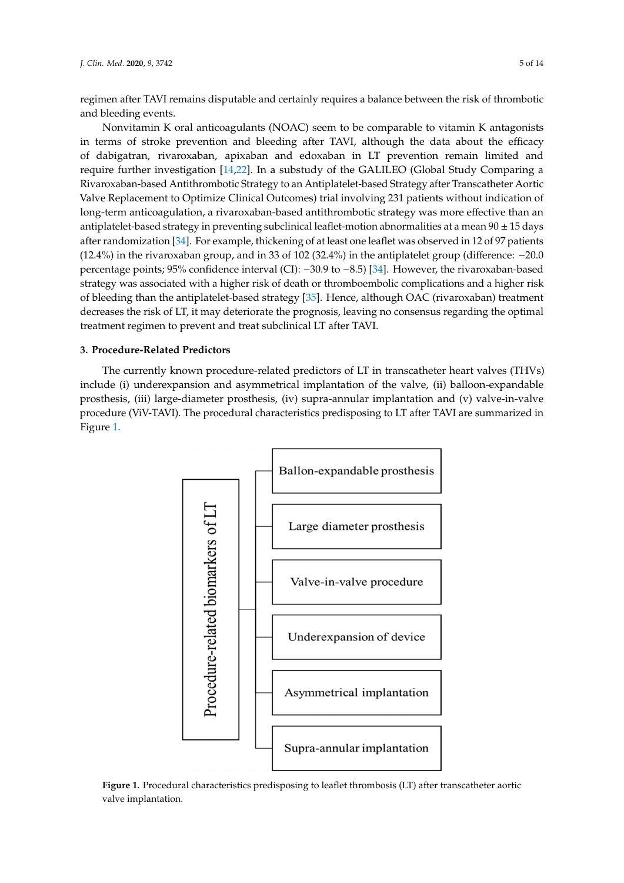regimen after TAVI remains disputable and certainly requires a balance between the risk of thrombotic and bleeding events.

Nonvitamin K oral anticoagulants (NOAC) seem to be comparable to vitamin K antagonists in terms of stroke prevention and bleeding after TAVI, although the data about the efficacy of dabigatran, rivaroxaban, apixaban and edoxaban in LT prevention remain limited and require further investigation [14,22]. In a substudy of the GALILEO (Global Study Comparing a Rivaroxaban-based Antithrombotic Strategy to an Antiplatelet-based Strategy after Transcatheter Aortic Valve Replacement to Optimize Clinical Outcomes) trial involving 231 patients without indication of long-term anticoagulation, a rivaroxaban-based antithrombotic strategy was more effective than an antiplatelet-based strategy in preventing subclinical leaflet-motion abnormalities at a mean 90 ± 15 days after randomization [34]. For example, thickening of at least one leaflet was observed in 12 of 97 patients (12.4%) in the rivaroxaban group, and in 33 of 102 (32.4%) in the antiplatelet group (difference: −20.0 percentage points; 95% confidence interval (CI): −30.9 to −8.5) [34]. However, the rivaroxaban-based strategy was associated with a higher risk of death or thromboembolic complications and a higher risk of bleeding than the antiplatelet-based strategy [35]. Hence, although OAC (rivaroxaban) treatment decreases the risk of LT, it may deteriorate the prognosis, leaving no consensus regarding the optimal treatment regimen to prevent and treat subclinical LT after TAVI.

## 3. Procedure-Related Predictors

The currently known procedure-related predictors of LT in transcatheter heart valves (THVs) include (i) underexpansion and asymmetrical implantation of the valve, (ii) balloon-expandable prosthesis, (iii) large-diameter prosthesis, (iv) supra-annular implantation and (v) valve-in-valve procedure (ViV-TAVI). The procedural characteristics predisposing to LT after TAVI are summarized in Figure 1.

Procedure-related biomarkers of LT:

- Ballon-expandable prosthesis
- Large diameter prosthesis
- Valve-in-valve procedure
- Underexpansion of device
- Asymmetrical implantation
- Supra-annular implantation

**Figure 1.** Procedural characteristics predisposing to leaflet thrombosis (LT) after transcatheter aortic valve implantation.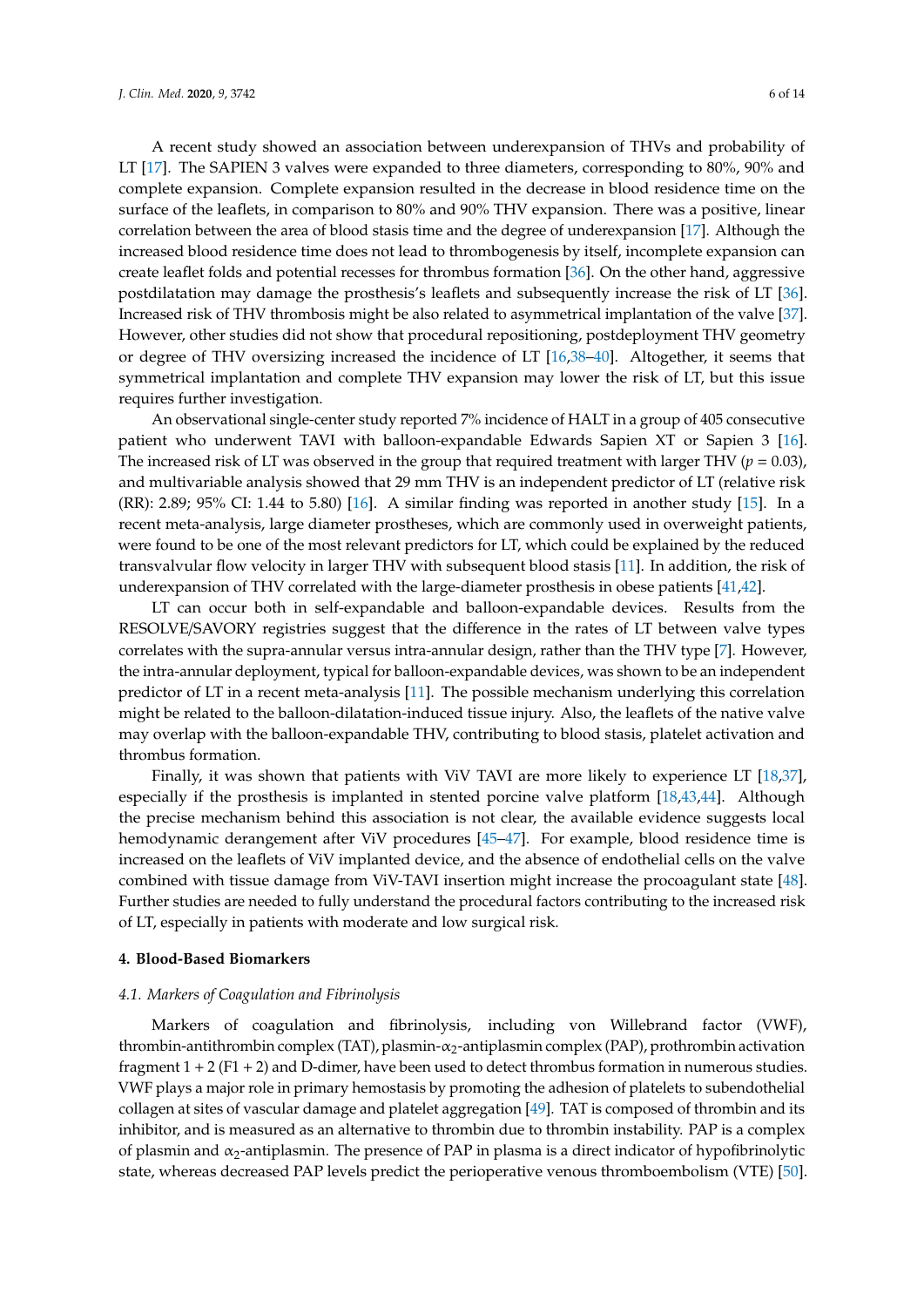A recent study showed an association between underexpansion of THVs and probability of LT [17]. The SAPIEN 3 valves were expanded to three diameters, corresponding to 80%, 90% and complete expansion. Complete expansion resulted in the decrease in blood residence time on the surface of the leaflets, in comparison to 80% and 90% THV expansion. There was a positive, linear correlation between the area of blood stasis time and the degree of underexpansion [17]. Although the increased blood residence time does not lead to thrombogenesis by itself, incomplete expansion can create leaflet folds and potential recesses for thrombus formation [36]. On the other hand, aggressive postdilatation may damage the prosthesis's leaflets and subsequently increase the risk of LT [36]. Increased risk of THV thrombosis might be also related to asymmetrical implantation of the valve [37]. However, other studies did not show that procedural repositioning, postdeployment THV geometry or degree of THV oversizing increased the incidence of LT [16,38–40]. Altogether, it seems that symmetrical implantation and complete THV expansion may lower the risk of LT, but this issue requires further investigation.

An observational single-center study reported 7% incidence of HALT in a group of 405 consecutive patient who underwent TAVI with balloon-expandable Edwards Sapien XT or Sapien 3 [16]. The increased risk of LT was observed in the group that required treatment with larger THV ($p = 0.03$), and multivariable analysis showed that 29 mm THV is an independent predictor of LT (relative risk (RR): 2.89; 95% CI: 1.44 to 5.80) [16]. A similar finding was reported in another study [15]. In a recent meta-analysis, large diameter prostheses, which are commonly used in overweight patients, were found to be one of the most relevant predictors for LT, which could be explained by the reduced transvalvular flow velocity in larger THV with subsequent blood stasis [11]. In addition, the risk of underexpansion of THV correlated with the large-diameter prosthesis in obese patients [41,42].

LT can occur both in self-expandable and balloon-expandable devices. Results from the RESOLVE/SAVORY registries suggest that the difference in the rates of LT between valve types correlates with the supra-annular versus intra-annular design, rather than the THV type [7]. However, the intra-annular deployment, typical for balloon-expandable devices, was shown to be an independent predictor of LT in a recent meta-analysis [11]. The possible mechanism underlying this correlation might be related to the balloon-dilatation-induced tissue injury. Also, the leaflets of the native valve may overlap with the balloon-expandable THV, contributing to blood stasis, platelet activation and thrombus formation.

Finally, it was shown that patients with ViV TAVI are more likely to experience LT [18,37], especially if the prosthesis is implanted in stented porcine valve platform [18,43,44]. Although the precise mechanism behind this association is not clear, the available evidence suggests local hemodynamic derangement after ViV procedures [45–47]. For example, blood residence time is increased on the leaflets of ViV implanted device, and the absence of endothelial cells on the valve combined with tissue damage from ViV-TAVI insertion might increase the procoagulant state [48]. Further studies are needed to fully understand the procedural factors contributing to the increased risk of LT, especially in patients with moderate and low surgical risk.

## 4. Blood-Based Biomarkers

### *4.1. Markers of Coagulation and Fibrinolysis*

Markers of coagulation and fibrinolysis, including von Willebrand factor (VWF), thrombin-antithrombin complex (TAT), plasmin-$\alpha_2$-antiplasmin complex (PAP), prothrombin activation fragment 1 + 2 (F1 + 2) and D-dimer, have been used to detect thrombus formation in numerous studies. VWF plays a major role in primary hemostasis by promoting the adhesion of platelets to subendothelial collagen at sites of vascular damage and platelet aggregation [49]. TAT is composed of thrombin and its inhibitor, and is measured as an alternative to thrombin due to thrombin instability. PAP is a complex of plasmin and $\alpha_2$-antiplasmin. The presence of PAP in plasma is a direct indicator of hypofibrinolytic state, whereas decreased PAP levels predict the perioperative venous thromboembolism (VTE) [50].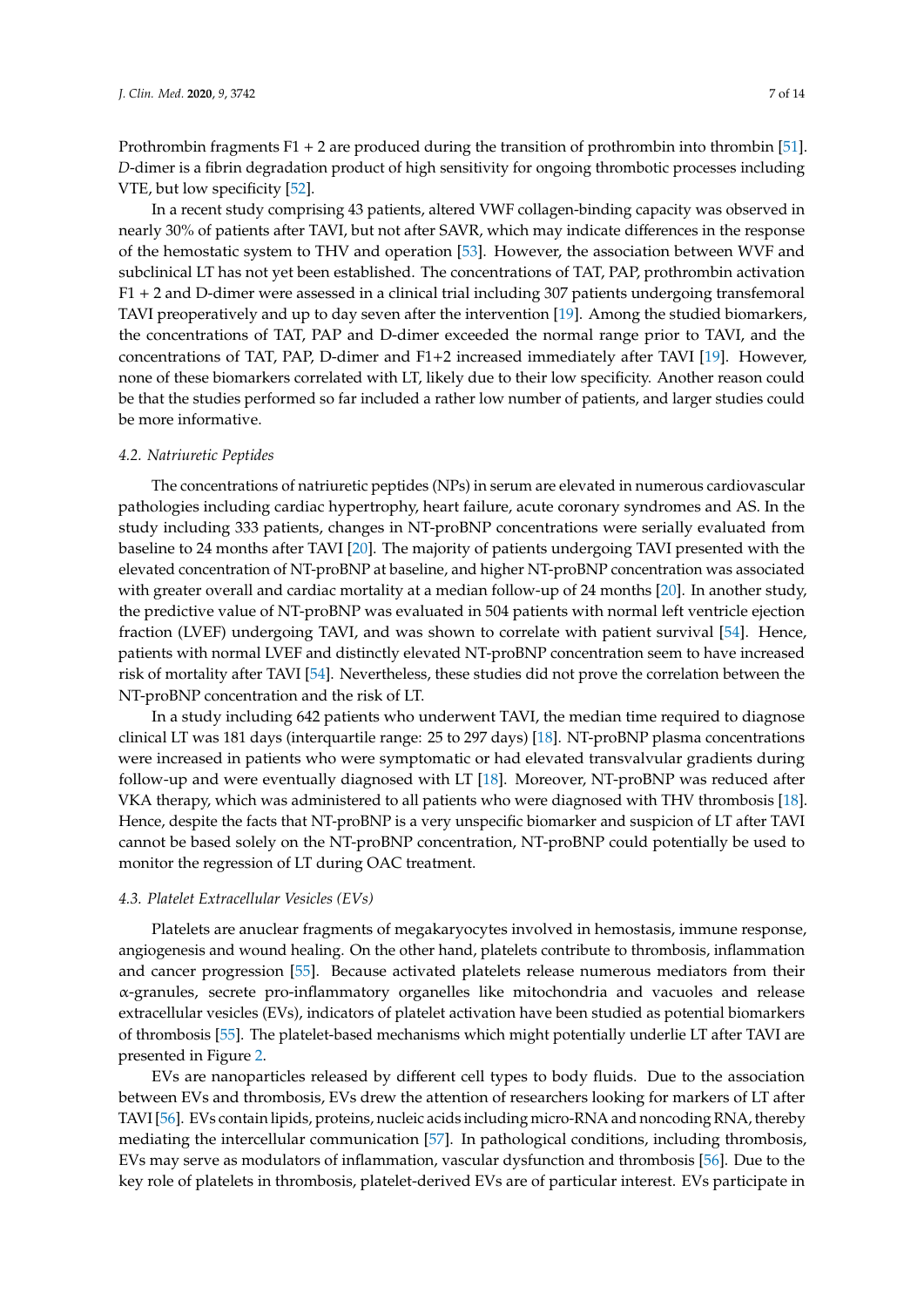Prothrombin fragments F1 + 2 are produced during the transition of prothrombin into thrombin [51]. *D*-dimer is a fibrin degradation product of high sensitivity for ongoing thrombotic processes including VTE, but low specificity [52].

In a recent study comprising 43 patients, altered VWF collagen-binding capacity was observed in nearly 30% of patients after TAVI, but not after SAVR, which may indicate differences in the response of the hemostatic system to THV and operation [53]. However, the association between WVF and subclinical LT has not yet been established. The concentrations of TAT, PAP, prothrombin activation F1 + 2 and D-dimer were assessed in a clinical trial including 307 patients undergoing transfemoral TAVI preoperatively and up to day seven after the intervention [19]. Among the studied biomarkers, the concentrations of TAT, PAP and D-dimer exceeded the normal range prior to TAVI, and the concentrations of TAT, PAP, D-dimer and F1+2 increased immediately after TAVI [19]. However, none of these biomarkers correlated with LT, likely due to their low specificity. Another reason could be that the studies performed so far included a rather low number of patients, and larger studies could be more informative.

### 4.2. Natriuretic Peptides

The concentrations of natriuretic peptides (NPs) in serum are elevated in numerous cardiovascular pathologies including cardiac hypertrophy, heart failure, acute coronary syndromes and AS. In the study including 333 patients, changes in NT-proBNP concentrations were serially evaluated from baseline to 24 months after TAVI [20]. The majority of patients undergoing TAVI presented with the elevated concentration of NT-proBNP at baseline, and higher NT-proBNP concentration was associated with greater overall and cardiac mortality at a median follow-up of 24 months [20]. In another study, the predictive value of NT-proBNP was evaluated in 504 patients with normal left ventricle ejection fraction (LVEF) undergoing TAVI, and was shown to correlate with patient survival [54]. Hence, patients with normal LVEF and distinctly elevated NT-proBNP concentration seem to have increased risk of mortality after TAVI [54]. Nevertheless, these studies did not prove the correlation between the NT-proBNP concentration and the risk of LT.

In a study including 642 patients who underwent TAVI, the median time required to diagnose clinical LT was 181 days (interquartile range: 25 to 297 days) [18]. NT-proBNP plasma concentrations were increased in patients who were symptomatic or had elevated transvalvular gradients during follow-up and were eventually diagnosed with LT [18]. Moreover, NT-proBNP was reduced after VKA therapy, which was administered to all patients who were diagnosed with THV thrombosis [18]. Hence, despite the facts that NT-proBNP is a very unspecific biomarker and suspicion of LT after TAVI cannot be based solely on the NT-proBNP concentration, NT-proBNP could potentially be used to monitor the regression of LT during OAC treatment.

### 4.3. Platelet Extracellular Vesicles (EVs)

Platelets are anuclear fragments of megakaryocytes involved in hemostasis, immune response, angiogenesis and wound healing. On the other hand, platelets contribute to thrombosis, inflammation and cancer progression [55]. Because activated platelets release numerous mediators from their α-granules, secrete pro-inflammatory organelles like mitochondria and vacuoles and release extracellular vesicles (EVs), indicators of platelet activation have been studied as potential biomarkers of thrombosis [55]. The platelet-based mechanisms which might potentially underlie LT after TAVI are presented in Figure 2.

EVs are nanoparticles released by different cell types to body fluids. Due to the association between EVs and thrombosis, EVs drew the attention of researchers looking for markers of LT after TAVI [56]. EVs contain lipids, proteins, nucleic acids including micro-RNA and noncoding RNA, thereby mediating the intercellular communication [57]. In pathological conditions, including thrombosis, EVs may serve as modulators of inflammation, vascular dysfunction and thrombosis [56]. Due to the key role of platelets in thrombosis, platelet-derived EVs are of particular interest. EVs participate in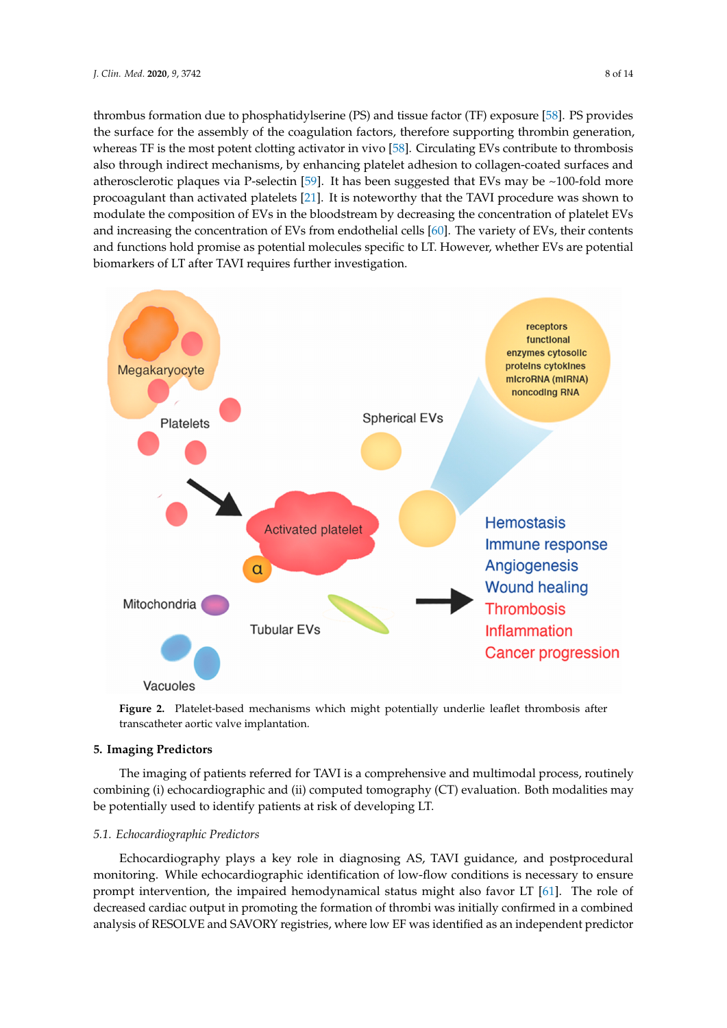thrombus formation due to phosphatidylserine (PS) and tissue factor (TF) exposure [58]. PS provides the surface for the assembly of the coagulation factors, therefore supporting thrombin generation, whereas TF is the most potent clotting activator in vivo [58]. Circulating EVs contribute to thrombosis also through indirect mechanisms, by enhancing platelet adhesion to collagen-coated surfaces and atherosclerotic plaques via P-selectin [59]. It has been suggested that EVs may be ~100-fold more procoagulant than activated platelets [21]. It is noteworthy that the TAVI procedure was shown to modulate the composition of EVs in the bloodstream by decreasing the concentration of platelet EVs and increasing the concentration of EVs from endothelial cells [60]. The variety of EVs, their contents and functions hold promise as potential molecules specific to LT. However, whether EVs are potential biomarkers of LT after TAVI requires further investigation.

**Figure 2.** Platelet-based mechanisms which might potentially underlie leaflet thrombosis after transcatheter aortic valve implantation.

## 5. Imaging Predictors

The imaging of patients referred for TAVI is a comprehensive and multimodal process, routinely combining (i) echocardiographic and (ii) computed tomography (CT) evaluation. Both modalities may be potentially used to identify patients at risk of developing LT.

### 5.1. Echocardiographic Predictors

Echocardiography plays a key role in diagnosing AS, TAVI guidance, and postprocedural monitoring. While echocardiographic identification of low-flow conditions is necessary to ensure prompt intervention, the impaired hemodynamical status might also favor LT [61]. The role of decreased cardiac output in promoting the formation of thrombi was initially confirmed in a combined analysis of RESOLVE and SAVORY registries, where low EF was identified as an independent predictor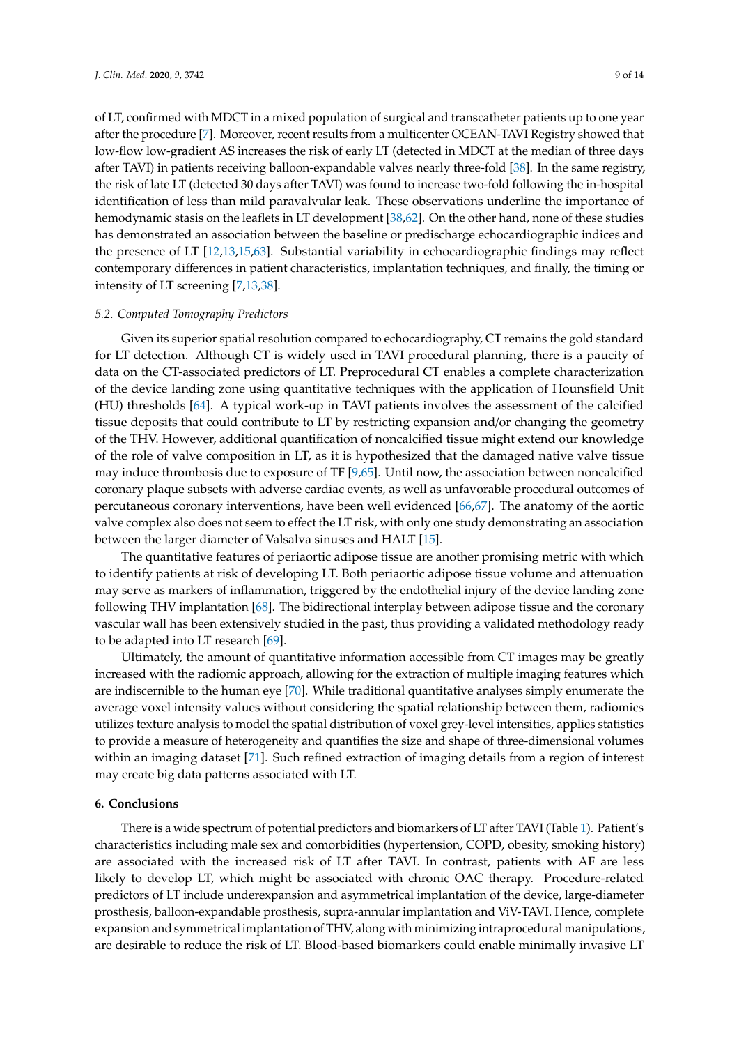of LT, confirmed with MDCT in a mixed population of surgical and transcatheter patients up to one year after the procedure [7]. Moreover, recent results from a multicenter OCEAN-TAVI Registry showed that low-flow low-gradient AS increases the risk of early LT (detected in MDCT at the median of three days after TAVI) in patients receiving balloon-expandable valves nearly three-fold [38]. In the same registry, the risk of late LT (detected 30 days after TAVI) was found to increase two-fold following the in-hospital identification of less than mild paravalvular leak. These observations underline the importance of hemodynamic stasis on the leaflets in LT development [38,62]. On the other hand, none of these studies has demonstrated an association between the baseline or predischarge echocardiographic indices and the presence of LT [12,13,15,63]. Substantial variability in echocardiographic findings may reflect contemporary differences in patient characteristics, implantation techniques, and finally, the timing or intensity of LT screening [7,13,38].

### *5.2. Computed Tomography Predictors*

Given its superior spatial resolution compared to echocardiography, CT remains the gold standard for LT detection. Although CT is widely used in TAVI procedural planning, there is a paucity of data on the CT-associated predictors of LT. Preprocedural CT enables a complete characterization of the device landing zone using quantitative techniques with the application of Hounsfield Unit (HU) thresholds [64]. A typical work-up in TAVI patients involves the assessment of the calcified tissue deposits that could contribute to LT by restricting expansion and/or changing the geometry of the THV. However, additional quantification of noncalcified tissue might extend our knowledge of the role of valve composition in LT, as it is hypothesized that the damaged native valve tissue may induce thrombosis due to exposure of TF [9,65]. Until now, the association between noncalcified coronary plaque subsets with adverse cardiac events, as well as unfavorable procedural outcomes of percutaneous coronary interventions, have been well evidenced [66,67]. The anatomy of the aortic valve complex also does not seem to effect the LT risk, with only one study demonstrating an association between the larger diameter of Valsalva sinuses and HALT [15].

The quantitative features of periaortic adipose tissue are another promising metric with which to identify patients at risk of developing LT. Both periaortic adipose tissue volume and attenuation may serve as markers of inflammation, triggered by the endothelial injury of the device landing zone following THV implantation [68]. The bidirectional interplay between adipose tissue and the coronary vascular wall has been extensively studied in the past, thus providing a validated methodology ready to be adapted into LT research [69].

Ultimately, the amount of quantitative information accessible from CT images may be greatly increased with the radiomic approach, allowing for the extraction of multiple imaging features which are indiscernible to the human eye [70]. While traditional quantitative analyses simply enumerate the average voxel intensity values without considering the spatial relationship between them, radiomics utilizes texture analysis to model the spatial distribution of voxel grey-level intensities, applies statistics to provide a measure of heterogeneity and quantifies the size and shape of three-dimensional volumes within an imaging dataset [71]. Such refined extraction of imaging details from a region of interest may create big data patterns associated with LT.

## **6. Conclusions**

There is a wide spectrum of potential predictors and biomarkers of LT after TAVI (Table 1). Patient's characteristics including male sex and comorbidities (hypertension, COPD, obesity, smoking history) are associated with the increased risk of LT after TAVI. In contrast, patients with AF are less likely to develop LT, which might be associated with chronic OAC therapy. Procedure-related predictors of LT include underexpansion and asymmetrical implantation of the device, large-diameter prosthesis, balloon-expandable prosthesis, supra-annular implantation and ViV-TAVI. Hence, complete expansion and symmetrical implantation of THV, along with minimizing intraprocedural manipulations, are desirable to reduce the risk of LT. Blood-based biomarkers could enable minimally invasive LT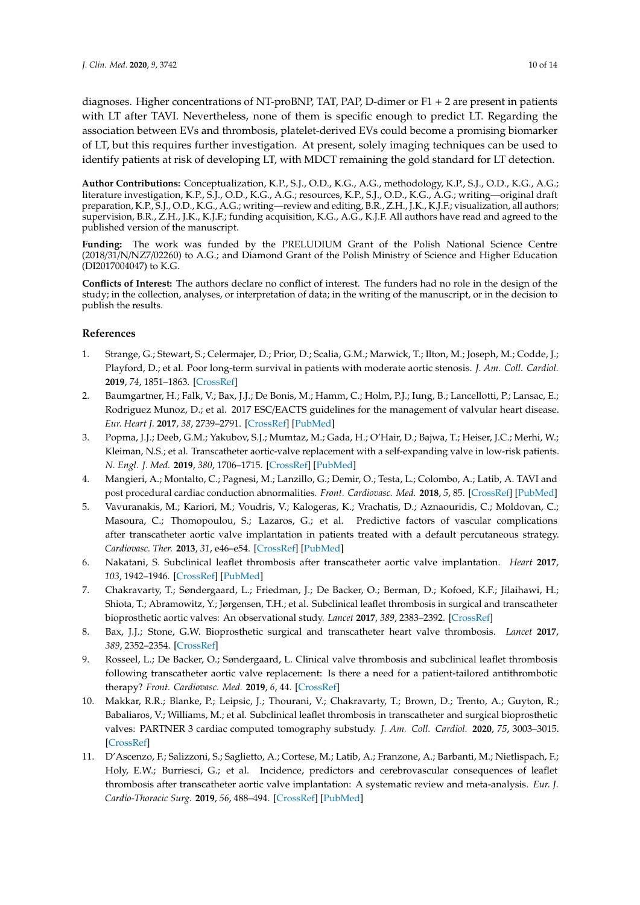diagnoses. Higher concentrations of NT-proBNP, TAT, PAP, D-dimer or F1 + 2 are present in patients with LT after TAVI. Nevertheless, none of them is specific enough to predict LT. Regarding the association between EVs and thrombosis, platelet-derived EVs could become a promising biomarker of LT, but this requires further investigation. At present, solely imaging techniques can be used to identify patients at risk of developing LT, with MDCT remaining the gold standard for LT detection.

**Author Contributions:** Conceptualization, K.P., S.J., O.D., K.G., A.G., methodology, K.P., S.J., O.D., K.G., A.G.; literature investigation, K.P., S.J., O.D., K.G., A.G.; resources, K.P., S.J., O.D., K.G., A.G.; writing—original draft preparation, K.P., S.J., O.D., K.G., A.G.; writing—review and editing, B.R., Z.H., J.K., K.J.F.; visualization, all authors; supervision, B.R., Z.H., J.K., K.J.F.; funding acquisition, K.G., A.G., K.J.F. All authors have read and agreed to the published version of the manuscript.

**Funding:** The work was funded by the PRELUDIUM Grant of the Polish National Science Centre (2018/31/N/NZ7/02260) to A.G.; and Diamond Grant of the Polish Ministry of Science and Higher Education (DI2017004047) to K.G.

**Conflicts of Interest:** The authors declare no conflict of interest. The funders had no role in the design of the study; in the collection, analyses, or interpretation of data; in the writing of the manuscript, or in the decision to publish the results.

## References

1. Strange, G.; Stewart, S.; Celermajer, D.; Prior, D.; Scalia, G.M.; Marwick, T.; Ilton, M.; Joseph, M.; Codde, J.; Playford, D.; et al. Poor long-term survival in patients with moderate aortic stenosis. *J. Am. Coll. Cardiol.* **2019**, *74*, 1851–1863. [CrossRef]
2. Baumgartner, H.; Falk, V.; Bax, J.J.; De Bonis, M.; Hamm, C.; Holm, P.J.; Iung, B.; Lancellotti, P.; Lansac, E.; Rodriguez Munoz, D.; et al. 2017 ESC/EACTS guidelines for the management of valvular heart disease. *Eur. Heart J.* **2017**, *38*, 2739–2791. [CrossRef] [PubMed]
3. Popma, J.J.; Deeb, G.M.; Yakubov, S.J.; Mumtaz, M.; Gada, H.; O'Hair, D.; Bajwa, T.; Heiser, J.C.; Merhi, W.; Kleiman, N.S.; et al. Transcatheter aortic-valve replacement with a self-expanding valve in low-risk patients. *N. Engl. J. Med.* **2019**, *380*, 1706–1715. [CrossRef] [PubMed]
4. Mangieri, A.; Montalto, C.; Pagnesi, M.; Lanzillo, G.; Demir, O.; Testa, L.; Colombo, A.; Latib, A. TAVI and post procedural cardiac conduction abnormalities. *Front. Cardiovasc. Med.* **2018**, *5*, 85. [CrossRef] [PubMed]
5. Vavuranakis, M.; Kariori, M.; Voudris, V.; Kalogeras, K.; Vrachatis, D.; Aznaouridis, C.; Moldovan, C.; Masoura, C.; Thomopoulou, S.; Lazaros, G.; et al. Predictive factors of vascular complications after transcatheter aortic valve implantation in patients treated with a default percutaneous strategy. *Cardiovasc. Ther.* **2013**, *31*, e46–e54. [CrossRef] [PubMed]
6. Nakatani, S. Subclinical leaflet thrombosis after transcatheter aortic valve implantation. *Heart* **2017**, *103*, 1942–1946. [CrossRef] [PubMed]
7. Chakravarty, T.; Søndergaard, L.; Friedman, J.; De Backer, O.; Berman, D.; Kofoed, K.F.; Jilaihawi, H.; Shiota, T.; Abramowitz, Y.; Jørgensen, T.H.; et al. Subclinical leaflet thrombosis in surgical and transcatheter bioprosthetic aortic valves: An observational study. *Lancet* **2017**, *389*, 2383–2392. [CrossRef]
8. Bax, J.J.; Stone, G.W. Bioprosthetic surgical and transcatheter heart valve thrombosis. *Lancet* **2017**, *389*, 2352–2354. [CrossRef]
9. Rosseel, L.; De Backer, O.; Søndergaard, L. Clinical valve thrombosis and subclinical leaflet thrombosis following transcatheter aortic valve replacement: Is there a need for a patient-tailored antithrombotic therapy? *Front. Cardiovasc. Med.* **2019**, *6*, 44. [CrossRef]
10. Makkar, R.R.; Blanke, P.; Leipsic, J.; Thourani, V.; Chakravarty, T.; Brown, D.; Trento, A.; Guyton, R.; Babaliaros, V.; Williams, M.; et al. Subclinical leaflet thrombosis in transcatheter and surgical bioprosthetic valves: PARTNER 3 cardiac computed tomography substudy. *J. Am. Coll. Cardiol.* **2020**, *75*, 3003–3015. [CrossRef]
11. D'Ascenzo, F.; Salizzoni, S.; Saglietto, A.; Cortese, M.; Latib, A.; Franzone, A.; Barbanti, M.; Nietlispach, F.; Holy, E.W.; Burriesci, G.; et al. Incidence, predictors and cerebrovascular consequences of leaflet thrombosis after transcatheter aortic valve implantation: A systematic review and meta-analysis. *Eur. J. Cardio-Thoracic Surg.* **2019**, *56*, 488–494. [CrossRef] [PubMed]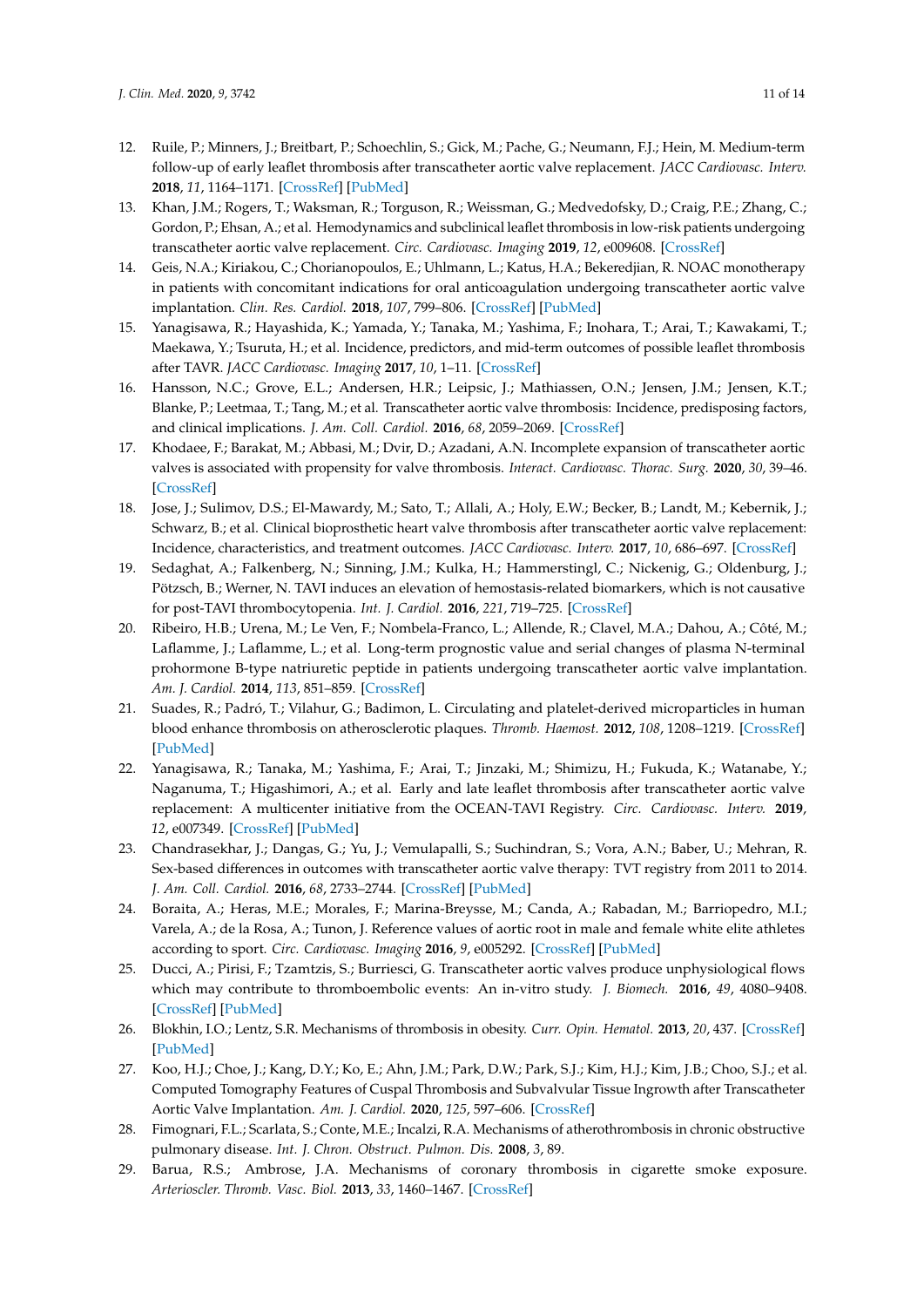12. Ruile, P.; Minners, J.; Breitbart, P.; Schoechlin, S.; Gick, M.; Pache, G.; Neumann, F.J.; Hein, M. Medium-term follow-up of early leaflet thrombosis after transcatheter aortic valve replacement. *JACC Cardiovasc. Interv.* **2018**, *11*, 1164–1171. [CrossRef] [PubMed]
13. Khan, J.M.; Rogers, T.; Waksman, R.; Torguson, R.; Weissman, G.; Medvedofsky, D.; Craig, P.E.; Zhang, C.; Gordon, P.; Ehsan, A.; et al. Hemodynamics and subclinical leaflet thrombosis in low-risk patients undergoing transcatheter aortic valve replacement. *Circ. Cardiovasc. Imaging* **2019**, *12*, e009608. [CrossRef]
14. Geis, N.A.; Kiriakou, C.; Chorianopoulos, E.; Uhlmann, L.; Katus, H.A.; Bekeredjian, R. NOAC monotherapy in patients with concomitant indications for oral anticoagulation undergoing transcatheter aortic valve implantation. *Clin. Res. Cardiol.* **2018**, *107*, 799–806. [CrossRef] [PubMed]
15. Yanagisawa, R.; Hayashida, K.; Yamada, Y.; Tanaka, M.; Yashima, F.; Inohara, T.; Arai, T.; Kawakami, T.; Maekawa, Y.; Tsuruta, H.; et al. Incidence, predictors, and mid-term outcomes of possible leaflet thrombosis after TAVR. *JACC Cardiovasc. Imaging* **2017**, *10*, 1–11. [CrossRef]
16. Hansson, N.C.; Grove, E.L.; Andersen, H.R.; Leipsic, J.; Mathiassen, O.N.; Jensen, J.M.; Jensen, K.T.; Blanke, P.; Leetmaa, T.; Tang, M.; et al. Transcatheter aortic valve thrombosis: Incidence, predisposing factors, and clinical implications. *J. Am. Coll. Cardiol.* **2016**, *68*, 2059–2069. [CrossRef]
17. Khodaee, F.; Barakat, M.; Abbasi, M.; Dvir, D.; Azadani, A.N. Incomplete expansion of transcatheter aortic valves is associated with propensity for valve thrombosis. *Interact. Cardiovasc. Thorac. Surg.* **2020**, *30*, 39–46. [CrossRef]
18. Jose, J.; Sulimov, D.S.; El-Mawardy, M.; Sato, T.; Allali, A.; Holy, E.W.; Becker, B.; Landt, M.; Kebernik, J.; Schwarz, B.; et al. Clinical bioprosthetic heart valve thrombosis after transcatheter aortic valve replacement: Incidence, characteristics, and treatment outcomes. *JACC Cardiovasc. Interv.* **2017**, *10*, 686–697. [CrossRef]
19. Sedaghat, A.; Falkenberg, N.; Sinning, J.M.; Kulka, H.; Hammerstingl, C.; Nickenig, G.; Oldenburg, J.; Pötzsch, B.; Werner, N. TAVI induces an elevation of hemostasis-related biomarkers, which is not causative for post-TAVI thrombocytopenia. *Int. J. Cardiol.* **2016**, *221*, 719–725. [CrossRef]
20. Ribeiro, H.B.; Urena, M.; Le Ven, F.; Nombela-Franco, L.; Allende, R.; Clavel, M.A.; Dahou, A.; Côté, M.; Laflamme, J.; Laflamme, L.; et al. Long-term prognostic value and serial changes of plasma N-terminal prohormone B-type natriuretic peptide in patients undergoing transcatheter aortic valve implantation. *Am. J. Cardiol.* **2014**, *113*, 851–859. [CrossRef]
21. Suades, R.; Padró, T.; Vilahur, G.; Badimon, L. Circulating and platelet-derived microparticles in human blood enhance thrombosis on atherosclerotic plaques. *Thromb. Haemost.* **2012**, *108*, 1208–1219. [CrossRef] [PubMed]
22. Yanagisawa, R.; Tanaka, M.; Yashima, F.; Arai, T.; Jinzaki, M.; Shimizu, H.; Fukuda, K.; Watanabe, Y.; Naganuma, T.; Higashimori, A.; et al. Early and late leaflet thrombosis after transcatheter aortic valve replacement: A multicenter initiative from the OCEAN-TAVI Registry. *Circ. Cardiovasc. Interv.* **2019**, *12*, e007349. [CrossRef] [PubMed]
23. Chandrasekhar, J.; Dangas, G.; Yu, J.; Vemulapalli, S.; Suchindran, S.; Vora, A.N.; Baber, U.; Mehran, R. Sex-based differences in outcomes with transcatheter aortic valve therapy: TVT registry from 2011 to 2014. *J. Am. Coll. Cardiol.* **2016**, *68*, 2733–2744. [CrossRef] [PubMed]
24. Boraita, A.; Heras, M.E.; Morales, F.; Marina-Breysse, M.; Canda, A.; Rabadan, M.; Barriopedro, M.I.; Varela, A.; de la Rosa, A.; Tunon, J. Reference values of aortic root in male and female white elite athletes according to sport. *Circ. Cardiovasc. Imaging* **2016**, *9*, e005292. [CrossRef] [PubMed]
25. Ducci, A.; Pirisi, F.; Tzamtzis, S.; Burriesci, G. Transcatheter aortic valves produce unphysiological flows which may contribute to thromboembolic events: An in-vitro study. *J. Biomech.* **2016**, *49*, 4080–9408. [CrossRef] [PubMed]
26. Blokhin, I.O.; Lentz, S.R. Mechanisms of thrombosis in obesity. *Curr. Opin. Hematol.* **2013**, *20*, 437. [CrossRef] [PubMed]
27. Koo, H.J.; Choe, J.; Kang, D.Y.; Ko, E.; Ahn, J.M.; Park, D.W.; Park, S.J.; Kim, H.J.; Kim, J.B.; Choo, S.J.; et al. Computed Tomography Features of Cuspal Thrombosis and Subvalvular Tissue Ingrowth after Transcatheter Aortic Valve Implantation. *Am. J. Cardiol.* **2020**, *125*, 597–606. [CrossRef]
28. Fimognari, F.L.; Scarlata, S.; Conte, M.E.; Incalzi, R.A. Mechanisms of atherothrombosis in chronic obstructive pulmonary disease. *Int. J. Chron. Obstruct. Pulmon. Dis.* **2008**, *3*, 89.
29. Barua, R.S.; Ambrose, J.A. Mechanisms of coronary thrombosis in cigarette smoke exposure. *Arterioscler. Thromb. Vasc. Biol.* **2013**, *33*, 1460–1467. [CrossRef]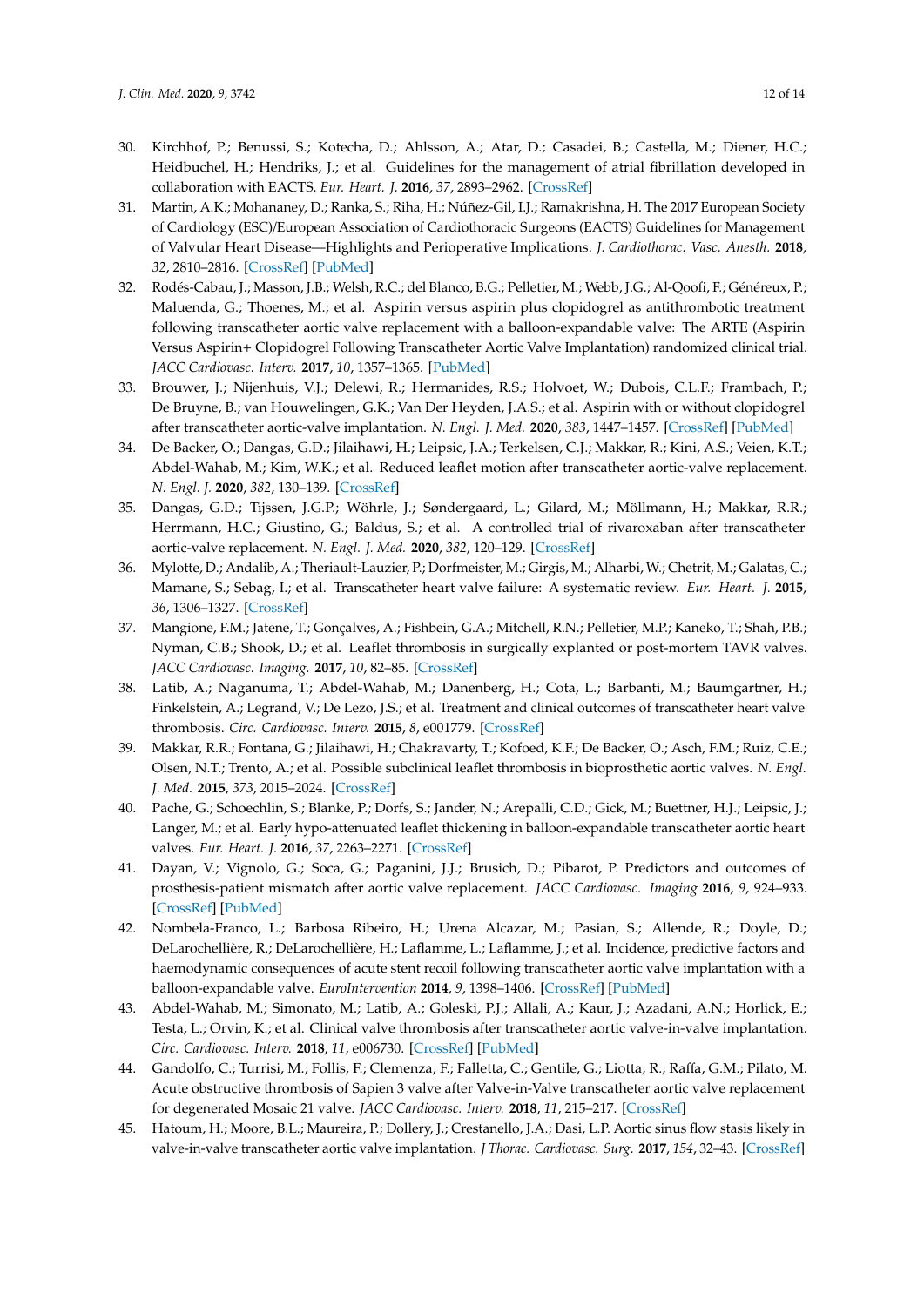30. Kirchhof, P.; Benussi, S.; Kotecha, D.; Ahlsson, A.; Atar, D.; Casadei, B.; Castella, M.; Diener, H.C.; Heidbuchel, H.; Hendriks, J.; et al. Guidelines for the management of atrial fibrillation developed in collaboration with EACTS. *Eur. Heart. J.* **2016**, *37*, 2893–2962. [CrossRef]
31. Martin, A.K.; Mohananey, D.; Ranka, S.; Riha, H.; Núñez-Gil, I.J.; Ramakrishna, H. The 2017 European Society of Cardiology (ESC)/European Association of Cardiothoracic Surgeons (EACTS) Guidelines for Management of Valvular Heart Disease—Highlights and Perioperative Implications. *J. Cardiothorac. Vasc. Anesth.* **2018**, *32*, 2810–2816. [CrossRef] [PubMed]
32. Rodés-Cabau, J.; Masson, J.B.; Welsh, R.C.; del Blanco, B.G.; Pelletier, M.; Webb, J.G.; Al-Qoofi, F.; Généreux, P.; Maluenda, G.; Thoenes, M.; et al. Aspirin versus aspirin plus clopidogrel as antithrombotic treatment following transcatheter aortic valve replacement with a balloon-expandable valve: The ARTE (Aspirin Versus Aspirin+ Clopidogrel Following Transcatheter Aortic Valve Implantation) randomized clinical trial. *JACC Cardiovasc. Interv.* **2017**, *10*, 1357–1365. [PubMed]
33. Brouwer, J.; Nijenhuis, V.J.; Delewi, R.; Hermanides, R.S.; Holvoet, W.; Dubois, C.L.F.; Frambach, P.; De Bruyne, B.; van Houwelingen, G.K.; Van Der Heyden, J.A.S.; et al. Aspirin with or without clopidogrel after transcatheter aortic-valve implantation. *N. Engl. J. Med.* **2020**, *383*, 1447–1457. [CrossRef] [PubMed]
34. De Backer, O.; Dangas, G.D.; Jilaihawi, H.; Leipsic, J.A.; Terkelsen, C.J.; Makkar, R.; Kini, A.S.; Veien, K.T.; Abdel-Wahab, M.; Kim, W.K.; et al. Reduced leaflet motion after transcatheter aortic-valve replacement. *N. Engl. J.* **2020**, *382*, 130–139. [CrossRef]
35. Dangas, G.D.; Tijssen, J.G.P.; Wöhrle, J.; Søndergaard, L.; Gilard, M.; Möllmann, H.; Makkar, R.R.; Herrmann, H.C.; Giustino, G.; Baldus, S.; et al. A controlled trial of rivaroxaban after transcatheter aortic-valve replacement. *N. Engl. J. Med.* **2020**, *382*, 120–129. [CrossRef]
36. Mylotte, D.; Andalib, A.; Theriault-Lauzier, P.; Dorfmeister, M.; Girgis, M.; Alharbi, W.; Chetrit, M.; Galatas, C.; Mamane, S.; Sebag, I.; et al. Transcatheter heart valve failure: A systematic review. *Eur. Heart. J.* **2015**, *36*, 1306–1327. [CrossRef]
37. Mangione, F.M.; Jatene, T.; Gonçalves, A.; Fishbein, G.A.; Mitchell, R.N.; Pelletier, M.P.; Kaneko, T.; Shah, P.B.; Nyman, C.B.; Shook, D.; et al. Leaflet thrombosis in surgically explanted or post-mortem TAVR valves. *JACC Cardiovasc. Imaging.* **2017**, *10*, 82–85. [CrossRef]
38. Latib, A.; Naganuma, T.; Abdel-Wahab, M.; Danenberg, H.; Cota, L.; Barbanti, M.; Baumgartner, H.; Finkelstein, A.; Legrand, V.; De Lezo, J.S.; et al. Treatment and clinical outcomes of transcatheter heart valve thrombosis. *Circ. Cardiovasc. Interv.* **2015**, *8*, e001779. [CrossRef]
39. Makkar, R.R.; Fontana, G.; Jilaihawi, H.; Chakravarty, T.; Kofoed, K.F.; De Backer, O.; Asch, F.M.; Ruiz, C.E.; Olsen, N.T.; Trento, A.; et al. Possible subclinical leaflet thrombosis in bioprosthetic aortic valves. *N. Engl. J. Med.* **2015**, *373*, 2015–2024. [CrossRef]
40. Pache, G.; Schoechlin, S.; Blanke, P.; Dorfs, S.; Jander, N.; Arepalli, C.D.; Gick, M.; Buettner, H.J.; Leipsic, J.; Langer, M.; et al. Early hypo-attenuated leaflet thickening in balloon-expandable transcatheter aortic heart valves. *Eur. Heart. J.* **2016**, *37*, 2263–2271. [CrossRef]
41. Dayan, V.; Vignolo, G.; Soca, G.; Paganini, J.J.; Brusich, D.; Pibarot, P. Predictors and outcomes of prosthesis-patient mismatch after aortic valve replacement. *JACC Cardiovasc. Imaging* **2016**, *9*, 924–933. [CrossRef] [PubMed]
42. Nombela-Franco, L.; Barbosa Ribeiro, H.; Urena Alcazar, M.; Pasian, S.; Allende, R.; Doyle, D.; DeLarochellière, R.; DeLarochellière, H.; Laflamme, L.; Laflamme, J.; et al. Incidence, predictive factors and haemodynamic consequences of acute stent recoil following transcatheter aortic valve implantation with a balloon-expandable valve. *EuroIntervention* **2014**, *9*, 1398–1406. [CrossRef] [PubMed]
43. Abdel-Wahab, M.; Simonato, M.; Latib, A.; Goleski, P.J.; Allali, A.; Kaur, J.; Azadani, A.N.; Horlick, E.; Testa, L.; Orvin, K.; et al. Clinical valve thrombosis after transcatheter aortic valve-in-valve implantation. *Circ. Cardiovasc. Interv.* **2018**, *11*, e006730. [CrossRef] [PubMed]
44. Gandolfo, C.; Turrisi, M.; Follis, F.; Clemenza, F.; Falletta, C.; Gentile, G.; Liotta, R.; Raffa, G.M.; Pilato, M. Acute obstructive thrombosis of Sapien 3 valve after Valve-in-Valve transcatheter aortic valve replacement for degenerated Mosaic 21 valve. *JACC Cardiovasc. Interv.* **2018**, *11*, 215–217. [CrossRef]
45. Hatoum, H.; Moore, B.L.; Maureira, P.; Dollery, J.; Crestanello, J.A.; Dasi, L.P. Aortic sinus flow stasis likely in valve-in-valve transcatheter aortic valve implantation. *J Thorac. Cardiovasc. Surg.* **2017**, *154*, 32–43. [CrossRef]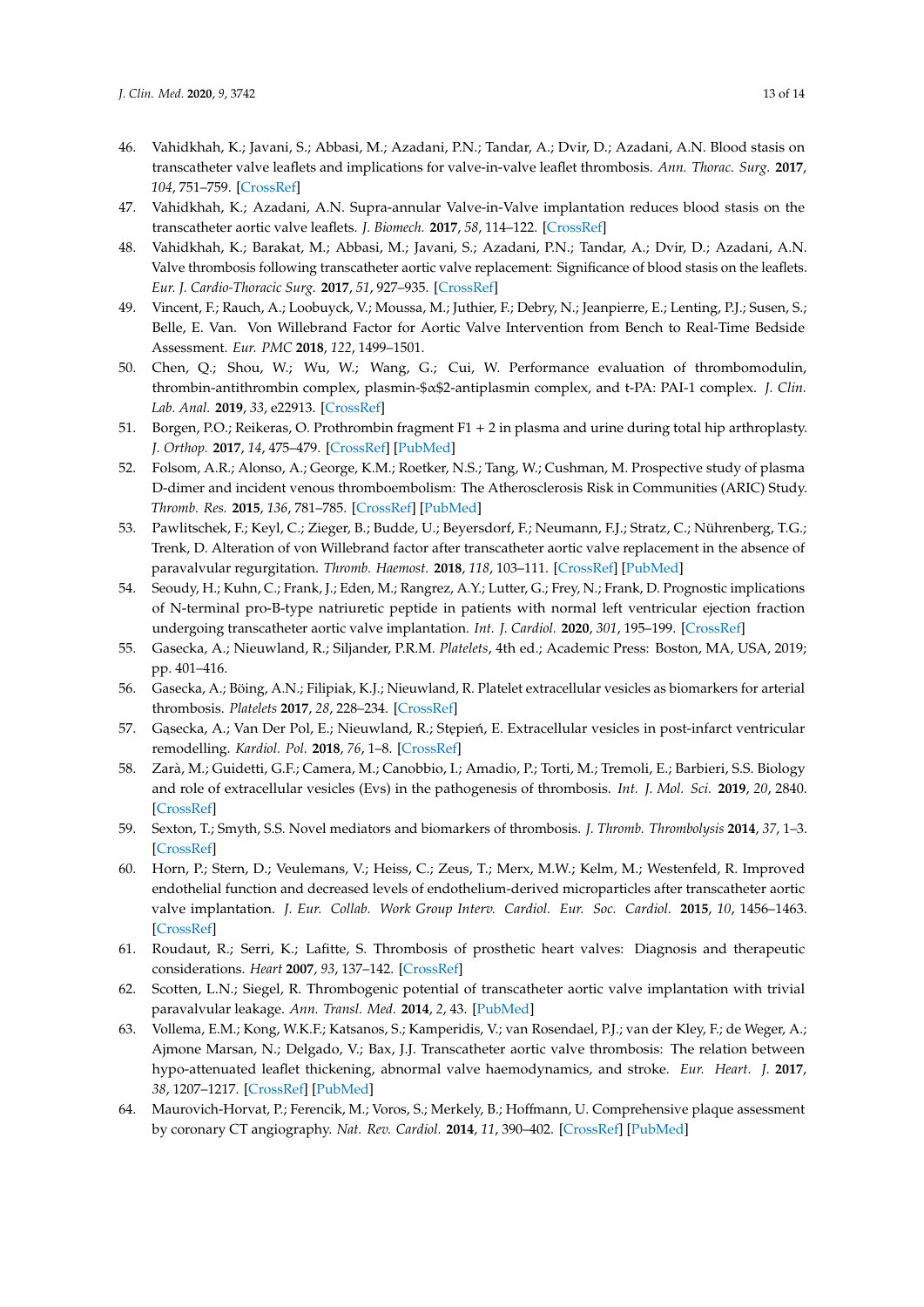46. Vahidkhah, K.; Javani, S.; Abbasi, M.; Azadani, P.N.; Tandar, A.; Dvir, D.; Azadani, A.N. Blood stasis on transcatheter valve leaflets and implications for valve-in-valve leaflet thrombosis. *Ann. Thorac. Surg.* **2017**, *104*, 751–759. [CrossRef]
47. Vahidkhah, K.; Azadani, A.N. Supra-annular Valve-in-Valve implantation reduces blood stasis on the transcatheter aortic valve leaflets. *J. Biomech.* **2017**, *58*, 114–122. [CrossRef]
48. Vahidkhah, K.; Barakat, M.; Abbasi, M.; Javani, S.; Azadani, P.N.; Tandar, A.; Dvir, D.; Azadani, A.N. Valve thrombosis following transcatheter aortic valve replacement: Significance of blood stasis on the leaflets. *Eur. J. Cardio-Thoracic Surg.* **2017**, *51*, 927–935. [CrossRef]
49. Vincent, F.; Rauch, A.; Loobuyck, V.; Moussa, M.; Juthier, F.; Debry, N.; Jeanpierre, E.; Lenting, P.J.; Susen, S.; Belle, E. Van. Von Willebrand Factor for Aortic Valve Intervention from Bench to Real-Time Bedside Assessment. *Eur. PMC* **2018**, *122*, 1499–1501.
50. Chen, Q.; Shou, W.; Wu, W.; Wang, G.; Cui, W. Performance evaluation of thrombomodulin, thrombin-antithrombin complex, plasmin-$α$2-antiplasmin complex, and t-PA: PAI-1 complex. *J. Clin. Lab. Anal.* **2019**, *33*, e22913. [CrossRef]
51. Borgen, P.O.; Reikeras, O. Prothrombin fragment F1 + 2 in plasma and urine during total hip arthroplasty. *J. Orthop.* **2017**, *14*, 475–479. [CrossRef] [PubMed]
52. Folsom, A.R.; Alonso, A.; George, K.M.; Roetker, N.S.; Tang, W.; Cushman, M. Prospective study of plasma D-dimer and incident venous thromboembolism: The Atherosclerosis Risk in Communities (ARIC) Study. *Thromb. Res.* **2015**, *136*, 781–785. [CrossRef] [PubMed]
53. Pawlitschek, F.; Keyl, C.; Zieger, B.; Budde, U.; Beyersdorf, F.; Neumann, F.J.; Stratz, C.; Nührenberg, T.G.; Trenk, D. Alteration of von Willebrand factor after transcatheter aortic valve replacement in the absence of paravalvular regurgitation. *Thromb. Haemost.* **2018**, *118*, 103–111. [CrossRef] [PubMed]
54. Seoudy, H.; Kuhn, C.; Frank, J.; Eden, M.; Rangrez, A.Y.; Lutter, G.; Frey, N.; Frank, D. Prognostic implications of N-terminal pro-B-type natriuretic peptide in patients with normal left ventricular ejection fraction undergoing transcatheter aortic valve implantation. *Int. J. Cardiol.* **2020**, *301*, 195–199. [CrossRef]
55. Gasecka, A.; Nieuwland, R.; Siljander, P.R.M. *Platelets*, 4th ed.; Academic Press: Boston, MA, USA, 2019; pp. 401–416.
56. Gasecka, A.; Böing, A.N.; Filipiak, K.J.; Nieuwland, R. Platelet extracellular vesicles as biomarkers for arterial thrombosis. *Platelets* **2017**, *28*, 228–234. [CrossRef]
57. Gąsecka, A.; Van Der Pol, E.; Nieuwland, R.; Stępień, E. Extracellular vesicles in post-infarct ventricular remodelling. *Kardiol. Pol.* **2018**, *76*, 1–8. [CrossRef]
58. Zarà, M.; Guidetti, G.F.; Camera, M.; Canobbio, I.; Amadio, P.; Torti, M.; Tremoli, E.; Barbieri, S.S. Biology and role of extracellular vesicles (Evs) in the pathogenesis of thrombosis. *Int. J. Mol. Sci.* **2019**, *20*, 2840. [CrossRef]
59. Sexton, T.; Smyth, S.S. Novel mediators and biomarkers of thrombosis. *J. Thromb. Thrombolysis* **2014**, *37*, 1–3. [CrossRef]
60. Horn, P.; Stern, D.; Veulemans, V.; Heiss, C.; Zeus, T.; Merx, M.W.; Kelm, M.; Westenfeld, R. Improved endothelial function and decreased levels of endothelium-derived microparticles after transcatheter aortic valve implantation. *J. Eur. Collab. Work Group Interv. Cardiol. Eur. Soc. Cardiol.* **2015**, *10*, 1456–1463. [CrossRef]
61. Roudaut, R.; Serri, K.; Lafitte, S. Thrombosis of prosthetic heart valves: Diagnosis and therapeutic considerations. *Heart* **2007**, *93*, 137–142. [CrossRef]
62. Scotten, L.N.; Siegel, R. Thrombogenic potential of transcatheter aortic valve implantation with trivial paravalvular leakage. *Ann. Transl. Med.* **2014**, *2*, 43. [PubMed]
63. Vollema, E.M.; Kong, W.K.F.; Katsanos, S.; Kamperidis, V.; van Rosendael, P.J.; van der Kley, F.; de Weger, A.; Ajmone Marsan, N.; Delgado, V.; Bax, J.J. Transcatheter aortic valve thrombosis: The relation between hypo-attenuated leaflet thickening, abnormal valve haemodynamics, and stroke. *Eur. Heart. J.* **2017**, *38*, 1207–1217. [CrossRef] [PubMed]
64. Maurovich-Horvat, P.; Ferencik, M.; Voros, S.; Merkely, B.; Hoffmann, U. Comprehensive plaque assessment by coronary CT angiography. *Nat. Rev. Cardiol.* **2014**, *11*, 390–402. [CrossRef] [PubMed]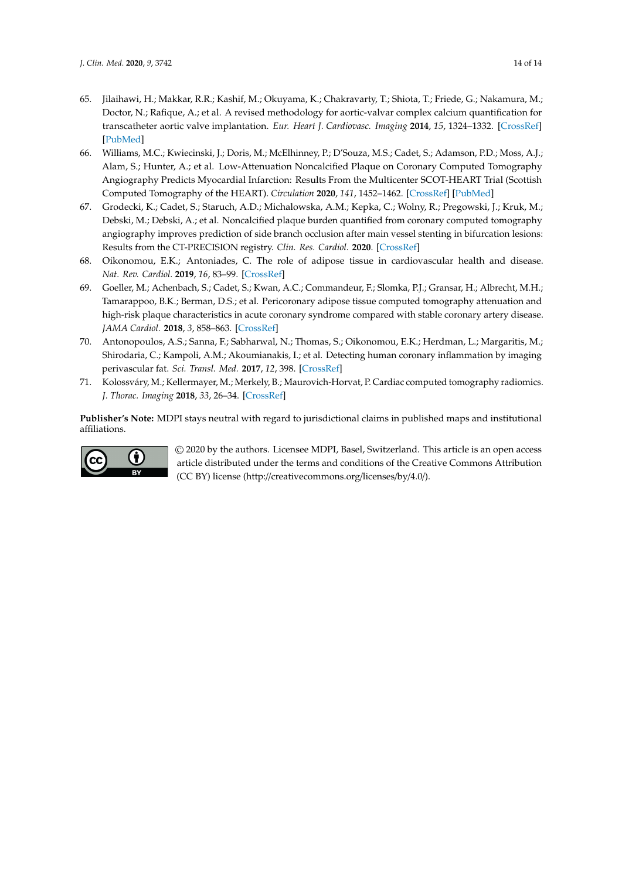65. Jilaihawi, H.; Makkar, R.R.; Kashif, M.; Okuyama, K.; Chakravarty, T.; Shiota, T.; Friede, G.; Nakamura, M.; Doctor, N.; Rafique, A.; et al. A revised methodology for aortic-valvar complex calcium quantification for transcatheter aortic valve implantation. *Eur. Heart J. Cardiovasc. Imaging* **2014**, *15*, 1324–1332. [CrossRef] [PubMed]
66. Williams, M.C.; Kwiecinski, J.; Doris, M.; McElhinney, P.; D'Souza, M.S.; Cadet, S.; Adamson, P.D.; Moss, A.J.; Alam, S.; Hunter, A.; et al. Low-Attenuation Noncalcified Plaque on Coronary Computed Tomography Angiography Predicts Myocardial Infarction: Results From the Multicenter SCOT-HEART Trial (Scottish Computed Tomography of the HEART). *Circulation* **2020**, *141*, 1452–1462. [CrossRef] [PubMed]
67. Grodecki, K.; Cadet, S.; Staruch, A.D.; Michalowska, A.M.; Kepka, C.; Wolny, R.; Pregowski, J.; Kruk, M.; Debski, M.; Debski, A.; et al. Noncalcified plaque burden quantified from coronary computed tomography angiography improves prediction of side branch occlusion after main vessel stenting in bifurcation lesions: Results from the CT-PRECISION registry. *Clin. Res. Cardiol.* **2020**. [CrossRef]
68. Oikonomou, E.K.; Antoniades, C. The role of adipose tissue in cardiovascular health and disease. *Nat. Rev. Cardiol.* **2019**, *16*, 83–99. [CrossRef]
69. Goeller, M.; Achenbach, S.; Cadet, S.; Kwan, A.C.; Commandeur, F.; Slomka, P.J.; Gransar, H.; Albrecht, M.H.; Tamarappoo, B.K.; Berman, D.S.; et al. Pericoronary adipose tissue computed tomography attenuation and high-risk plaque characteristics in acute coronary syndrome compared with stable coronary artery disease. *JAMA Cardiol.* **2018**, *3*, 858–863. [CrossRef]
70. Antonopoulos, A.S.; Sanna, F.; Sabharwal, N.; Thomas, S.; Oikonomou, E.K.; Herdman, L.; Margaritis, M.; Shirodaria, C.; Kampoli, A.M.; Akoumianakis, I.; et al. Detecting human coronary inflammation by imaging perivascular fat. *Sci. Transl. Med.* **2017**, *12*, 398. [CrossRef]
71. Kolossváry, M.; Kellermayer, M.; Merkely, B.; Maurovich-Horvat, P. Cardiac computed tomography radiomics. *J. Thorac. Imaging* **2018**, *33*, 26–34. [CrossRef]

**Publisher's Note:** MDPI stays neutral with regard to jurisdictional claims in published maps and institutional affiliations.

© 2020 by the authors. Licensee MDPI, Basel, Switzerland. This article is an open access article distributed under the terms and conditions of the Creative Commons Attribution (CC BY) license (http://creativecommons.org/licenses/by/4.0/).